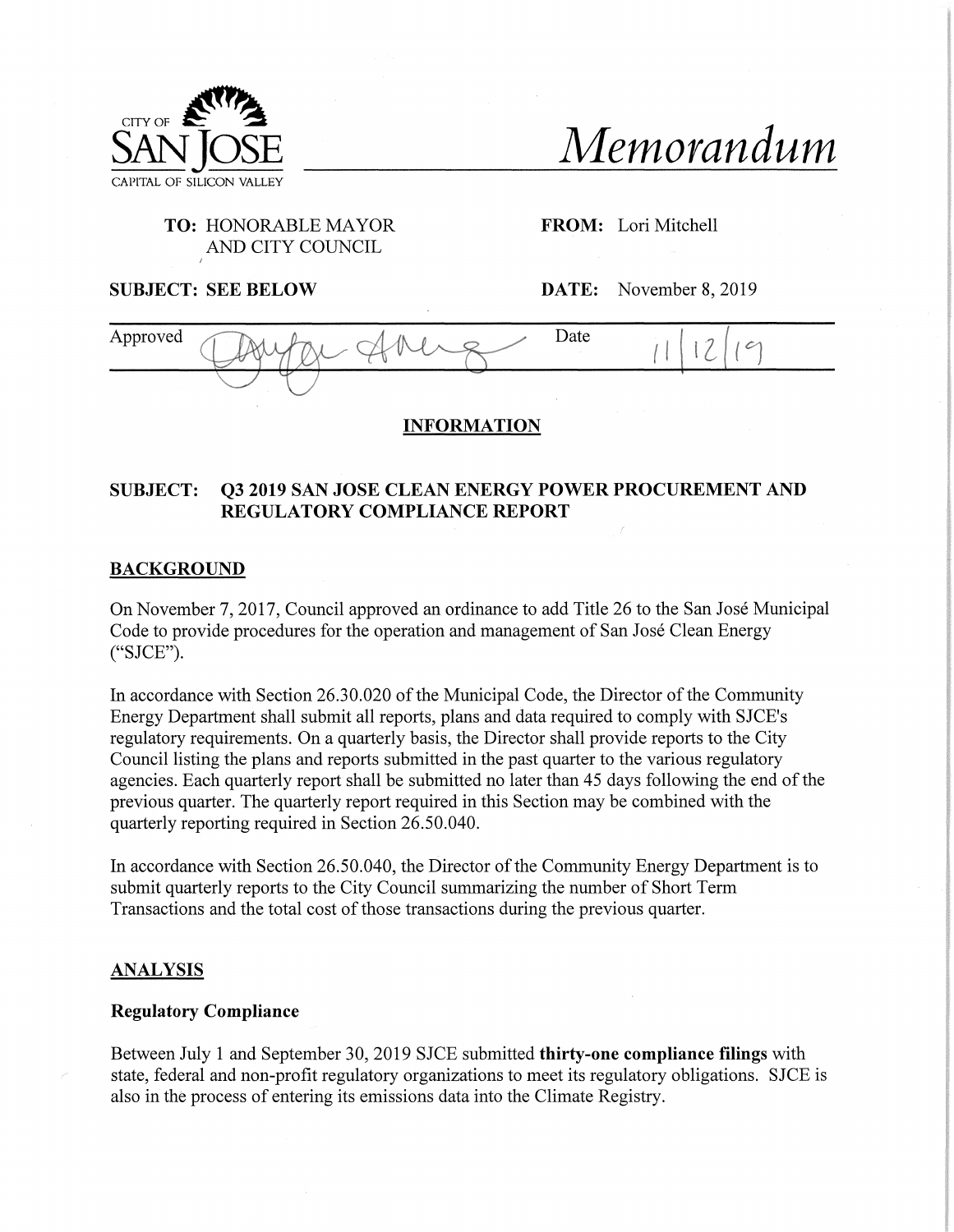CITY OF
SAN JOSE
CAPITAL OF SILICON VALLEY

# Memorandum

**TO:** HONORABLE MAYOR AND CITY COUNCIL

**FROM:** Lori Mitchell

**SUBJECT: SEE BELOW**

**DATE:** November 8, 2019

Approved | Date 11/12/19

## INFORMATION

**SUBJECT: Q3 2019 SAN JOSE CLEAN ENERGY POWER PROCUREMENT AND REGULATORY COMPLIANCE REPORT**

## BACKGROUND

On November 7, 2017, Council approved an ordinance to add Title 26 to the San José Municipal Code to provide procedures for the operation and management of San José Clean Energy ("SJCE").

In accordance with Section 26.30.020 of the Municipal Code, the Director of the Community Energy Department shall submit all reports, plans and data required to comply with SJCE's regulatory requirements. On a quarterly basis, the Director shall provide reports to the City Council listing the plans and reports submitted in the past quarter to the various regulatory agencies. Each quarterly report shall be submitted no later than 45 days following the end of the previous quarter. The quarterly report required in this Section may be combined with the quarterly reporting required in Section 26.50.040.

In accordance with Section 26.50.040, the Director of the Community Energy Department is to submit quarterly reports to the City Council summarizing the number of Short Term Transactions and the total cost of those transactions during the previous quarter.

## ANALYSIS

### Regulatory Compliance

Between July 1 and September 30, 2019 SJCE submitted **thirty-one compliance filings** with state, federal and non-profit regulatory organizations to meet its regulatory obligations. SJCE is also in the process of entering its emissions data into the Climate Registry.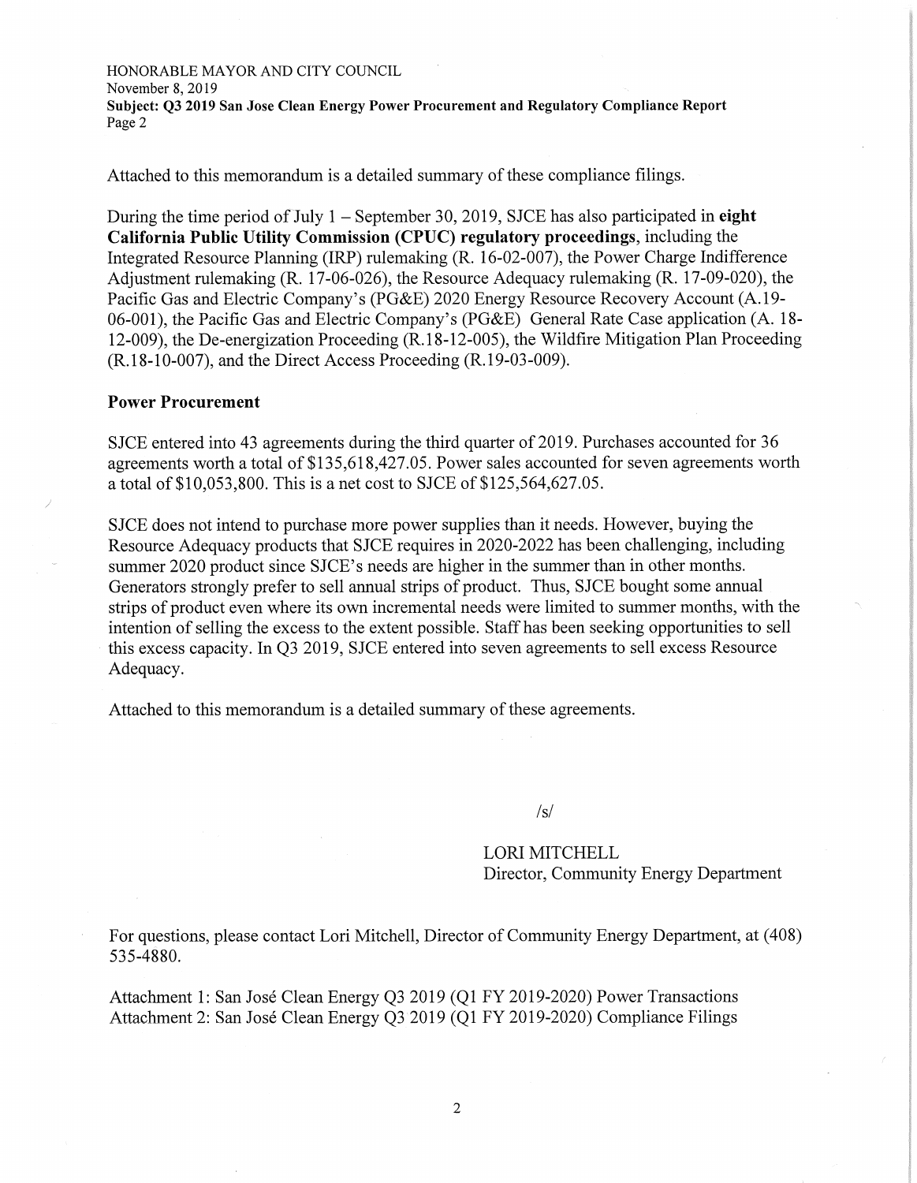Attached to this memorandum is a detailed summary of these compliance filings.

During the time period of July 1 – September 30, 2019, SJCE has also participated in **eight California Public Utility Commission (CPUC) regulatory proceedings**, including the Integrated Resource Planning (IRP) rulemaking (R. 16-02-007), the Power Charge Indifference Adjustment rulemaking (R. 17-06-026), the Resource Adequacy rulemaking (R. 17-09-020), the Pacific Gas and Electric Company's (PG&E) 2020 Energy Resource Recovery Account (A.19-06-001), the Pacific Gas and Electric Company's (PG&E) General Rate Case application (A. 18-12-009), the De-energization Proceeding (R.18-12-005), the Wildfire Mitigation Plan Proceeding (R.18-10-007), and the Direct Access Proceeding (R.19-03-009).

**Power Procurement**

SJCE entered into 43 agreements during the third quarter of 2019. Purchases accounted for 36 agreements worth a total of $135,618,427.05. Power sales accounted for seven agreements worth a total of $10,053,800. This is a net cost to SJCE of $125,564,627.05.

SJCE does not intend to purchase more power supplies than it needs. However, buying the Resource Adequacy products that SJCE requires in 2020-2022 has been challenging, including summer 2020 product since SJCE's needs are higher in the summer than in other months. Generators strongly prefer to sell annual strips of product. Thus, SJCE bought some annual strips of product even where its own incremental needs were limited to summer months, with the intention of selling the excess to the extent possible. Staff has been seeking opportunities to sell this excess capacity. In Q3 2019, SJCE entered into seven agreements to sell excess Resource Adequacy.

Attached to this memorandum is a detailed summary of these agreements.

/s/

LORI MITCHELL
Director, Community Energy Department

For questions, please contact Lori Mitchell, Director of Community Energy Department, at (408) 535-4880.

Attachment 1: San José Clean Energy Q3 2019 (Q1 FY 2019-2020) Power Transactions
Attachment 2: San José Clean Energy Q3 2019 (Q1 FY 2019-2020) Compliance Filings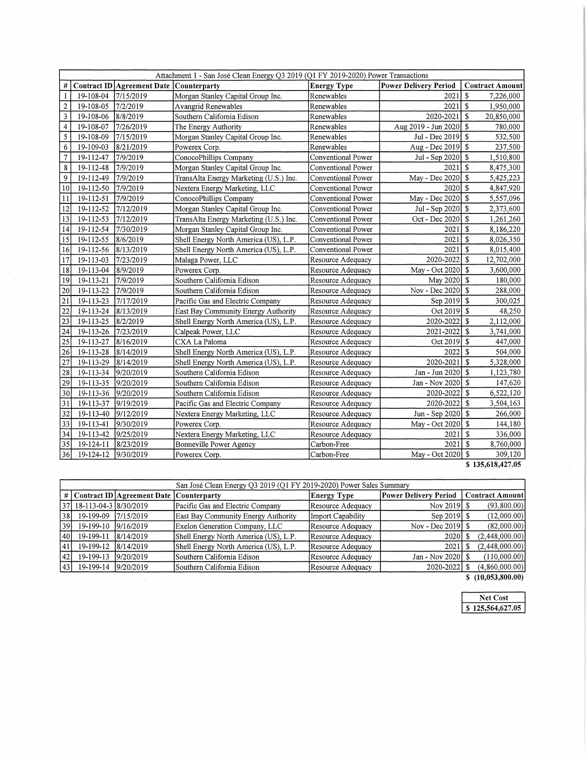| Attachment 1 - San José Clean Energy Q3 2019 (Q1 FY 2019-2020) Power Transactions | | | | | | |
|---|---|---|---|---|---|---|
| # | Contract ID | Agreement Date | Counterparty | Energy Type | Power Delivery Period | Contract Amount |
| 1 | 19-108-04 | 7/15/2019 | Morgan Stanley Capital Group Inc. | Renewables | 2021 | $ 7,226,000 |
| 2 | 19-108-05 | 7/2/2019 | Avangrid Renewables | Renewables | 2021 | $ 1,950,000 |
| 3 | 19-108-06 | 8/8/2019 | Southern California Edison | Renewables | 2020-2021 | $ 20,850,000 |
| 4 | 19-108-07 | 7/26/2019 | The Energy Authority | Renewables | Aug 2019 - Jun 2020 | $ 780,000 |
| 5 | 19-108-09 | 7/15/2019 | Morgan Stanley Capital Group Inc. | Renewables | Jul - Dec 2019 | $ 532,500 |
| 6 | 19-109-03 | 8/21/2019 | Powerex Corp. | Renewables | Aug - Dec 2019 | $ 237,500 |
| 7 | 19-112-47 | 7/9/2019 | ConocoPhillips Company | Conventional Power | Jul - Sep 2020 | $ 1,510,800 |
| 8 | 19-112-48 | 7/9/2019 | Morgan Stanley Capital Group Inc. | Conventional Power | 2021 | $ 8,475,300 |
| 9 | 19-112-49 | 7/9/2019 | TransAlta Energy Marketing (U.S.) Inc. | Conventional Power | May - Dec 2020 | $ 5,425,223 |
| 10 | 19-112-50 | 7/9/2019 | Nextera Energy Marketing, LLC | Conventional Power | 2020 | $ 4,847,920 |
| 11 | 19-112-51 | 7/9/2019 | ConocoPhillips Company | Conventional Power | May - Dec 2020 | $ 5,557,096 |
| 12 | 19-112-52 | 7/12/2019 | Morgan Stanley Capital Group Inc. | Conventional Power | Jul - Sep 2020 | $ 2,373,600 |
| 13 | 19-112-53 | 7/12/2019 | TransAlta Energy Marketing (U.S.) Inc. | Conventional Power | Oct - Dec 2020 | $ 1,261,260 |
| 14 | 19-112-54 | 7/30/2019 | Morgan Stanley Capital Group Inc. | Conventional Power | 2021 | $ 8,186,220 |
| 15 | 19-112-55 | 8/6/2019 | Shell Energy North America (US), L.P. | Conventional Power | 2021 | $ 8,026,350 |
| 16 | 19-112-56 | 8/13/2019 | Shell Energy North America (US), L.P. | Conventional Power | 2021 | $ 8,015,400 |
| 17 | 19-113-03 | 7/23/2019 | Malaga Power, LLC | Resource Adequacy | 2020-2022 | $ 12,702,000 |
| 18 | 19-113-04 | 8/9/2019 | Powerex Corp. | Resource Adequacy | May - Oct 2020 | $ 3,600,000 |
| 19 | 19-113-21 | 7/9/2019 | Southern California Edison | Resource Adequacy | May 2020 | $ 180,000 |
| 20 | 19-113-22 | 7/9/2019 | Southern California Edison | Resource Adequacy | Nov - Dec 2020 | $ 288,000 |
| 21 | 19-113-23 | 7/17/2019 | Pacific Gas and Electric Company | Resource Adequacy | Sep 2019 | $ 300,025 |
| 22 | 19-113-24 | 8/13/2019 | East Bay Community Energy Authority | Resource Adequacy | Oct 2019 | $ 48,250 |
| 23 | 19-113-25 | 8/2/2019 | Shell Energy North America (US), L.P. | Resource Adequacy | 2020-2022 | $ 2,112,000 |
| 24 | 19-113-26 | 7/23/2019 | Calpeak Power, LLC | Resource Adequacy | 2021-2022 | $ 3,741,000 |
| 25 | 19-113-27 | 8/16/2019 | CXA La Paloma | Resource Adequacy | Oct 2019 | $ 447,000 |
| 26 | 19-113-28 | 8/14/2019 | Shell Energy North America (US), L.P. | Resource Adequacy | 2022 | $ 504,000 |
| 27 | 19-113-29 | 8/14/2019 | Shell Energy North America (US), L.P. | Resource Adequacy | 2020-2021 | $ 5,328,000 |
| 28 | 19-113-34 | 9/20/2019 | Southern California Edison | Resource Adequacy | Jan - Jun 2020 | $ 1,123,780 |
| 29 | 19-113-35 | 9/20/2019 | Southern California Edison | Resource Adequacy | Jan - Nov 2020 | $ 147,620 |
| 30 | 19-113-36 | 9/20/2019 | Southern California Edison | Resource Adequacy | 2020-2022 | $ 6,522,120 |
| 31 | 19-113-37 | 9/19/2019 | Pacific Gas and Electric Company | Resource Adequacy | 2020-2022 | $ 3,504,163 |
| 32 | 19-113-40 | 9/12/2019 | Nextera Energy Marketing, LLC | Resource Adequacy | Jun - Sep 2020 | $ 266,000 |
| 33 | 19-113-41 | 9/30/2019 | Powerex Corp. | Resource Adequacy | May - Oct 2020 | $ 144,180 |
| 34 | 19-113-42 | 9/25/2019 | Nextera Energy Marketing, LLC | Resource Adequacy | 2021 | $ 336,000 |
| 35 | 19-124-11 | 8/23/2019 | Bonneville Power Agency | Carbon-Free | 2021 | $ 8,760,000 |
| 36 | 19-124-12 | 9/30/2019 | Powerex Corp. | Carbon-Free | May - Oct 2020 | $ 309,120 |
| | | | | | | **$ 135,618,427.05** |

| San José Clean Energy Q3 2019 (Q1 FY 2019-2020) Power Sales Summary | | | | | | |
|---|---|---|---|---|---|---|
| # | Contract ID | Agreement Date | Counterparty | Energy Type | Power Delivery Period | Contract Amount |
| 37 | 18-113-04-3 | 8/30/2019 | Pacific Gas and Electric Company | Resource Adequacy | Nov 2019 | $ (93,800.00) |
| 38 | 19-199-09 | 7/15/2019 | East Bay Community Energy Authority | Import Capability | Sep 2019 | $ (12,000.00) |
| 39 | 19-199-10 | 9/16/2019 | Exelon Generation Company, LLC | Resource Adequacy | Nov - Dec 2019 | $ (82,000.00) |
| 40 | 19-199-11 | 8/14/2019 | Shell Energy North America (US), L.P. | Resource Adequacy | 2020 | $ (2,448,000.00) |
| 41 | 19-199-12 | 8/14/2019 | Shell Energy North America (US), L.P. | Resource Adequacy | 2021 | $ (2,448,000.00) |
| 42 | 19-199-13 | 9/20/2019 | Southern California Edison | Resource Adequacy | Jan - Nov 2020 | $ (110,000.00) |
| 43 | 19-199-14 | 9/20/2019 | Southern California Edison | Resource Adequacy | 2020-2022 | $ (4,860,000.00) |
| | | | | | | **$ (10,053,800.00)** |

| Net Cost |
|---|
| **$ 125,564,627.05** |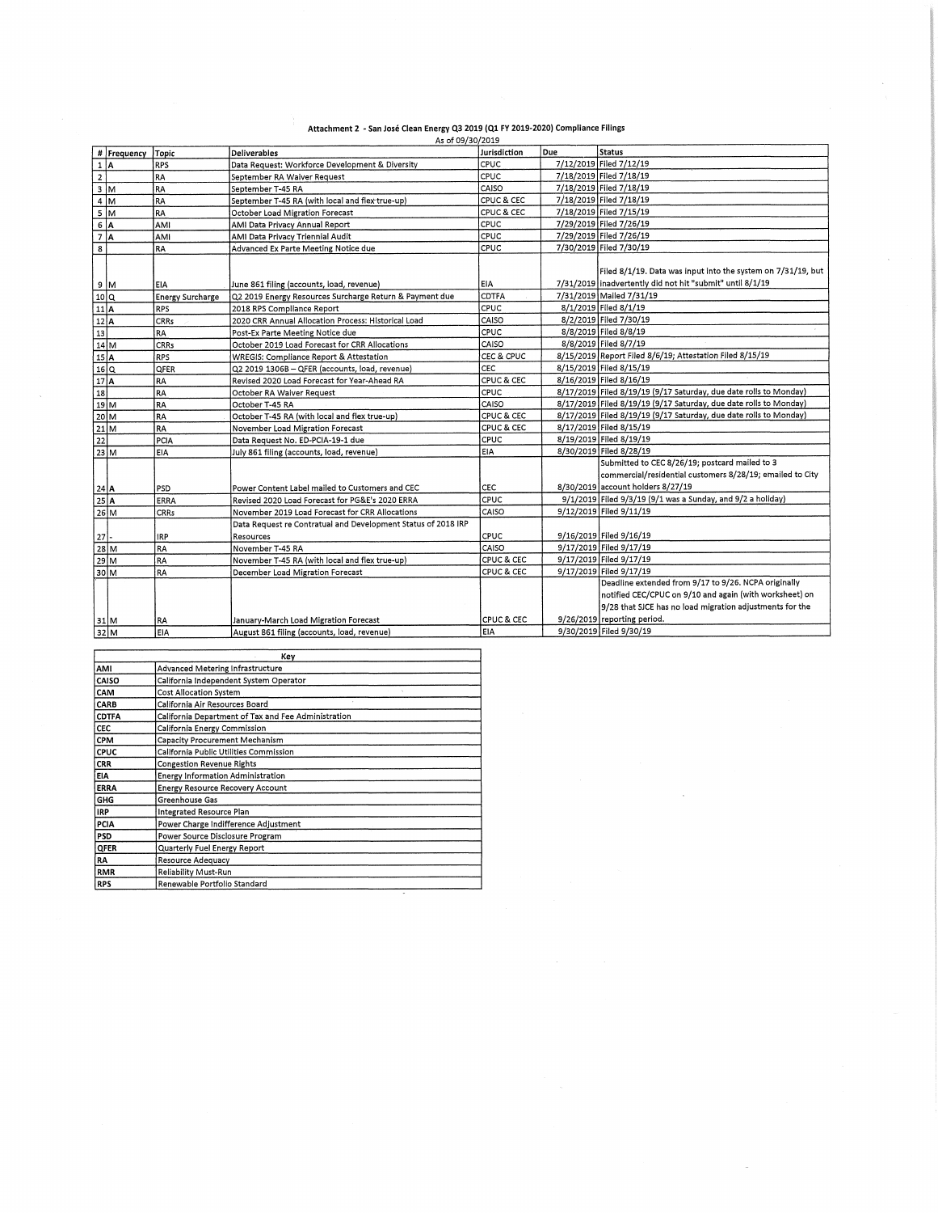**Attachment 2 - San José Clean Energy Q3 2019 (Q1 FY 2019-2020) Compliance Filings**

As of 09/30/2019

| # | Frequency | Topic | Deliverables | Jurisdiction | Due | Status |
|---|---|---|---|---|---|---|
| 1 | A | RPS | Data Request: Workforce Development & Diversity | CPUC | 7/12/2019 | Filed 7/12/19 |
| 2 | | RA | September RA Waiver Request | CPUC | 7/18/2019 | Filed 7/18/19 |
| 3 | M | RA | September T-45 RA | CAISO | 7/18/2019 | Filed 7/18/19 |
| 4 | M | RA | September T-45 RA (with local and flex true-up) | CPUC & CEC | 7/18/2019 | Filed 7/18/19 |
| 5 | M | RA | October Load Migration Forecast | CPUC & CEC | 7/18/2019 | Filed 7/15/19 |
| 6 | A | AMI | AMI Data Privacy Annual Report | CPUC | 7/29/2019 | Filed 7/26/19 |
| 7 | A | AMI | AMI Data Privacy Triennial Audit | CPUC | 7/29/2019 | Filed 7/26/19 |
| 8 | | RA | Advanced Ex Parte Meeting Notice due | CPUC | 7/30/2019 | Filed 7/30/19 |
| 9 | M | EIA | June 861 filing (accounts, load, revenue) | EIA | 7/31/2019 | Filed 8/1/19. Data was input into the system on 7/31/19, but inadvertently did not hit "submit" until 8/1/19 |
| 10 | Q | Energy Surcharge | Q2 2019 Energy Resources Surcharge Return & Payment due | CDTFA | 7/31/2019 | Mailed 7/31/19 |
| 11 | A | RPS | 2018 RPS Compliance Report | CPUC | 8/1/2019 | Filed 8/1/19 |
| 12 | A | CRRs | 2020 CRR Annual Allocation Process: Historical Load | CAISO | 8/2/2019 | Filed 7/30/19 |
| 13 | | RA | Post-Ex Parte Meeting Notice due | CPUC | 8/8/2019 | Filed 8/8/19 |
| 14 | M | CRRs | October 2019 Load Forecast for CRR Allocations | CAISO | 8/8/2019 | Filed 8/7/19 |
| 15 | A | RPS | WREGIS: Compliance Report & Attestation | CEC & CPUC | 8/15/2019 | Report Filed 8/6/19; Attestation Filed 8/15/19 |
| 16 | Q | QFER | Q2 2019 1306B – QFER (accounts, load, revenue) | CEC | 8/15/2019 | Filed 8/15/19 |
| 17 | A | RA | Revised 2020 Load Forecast for Year-Ahead RA | CPUC & CEC | 8/16/2019 | Filed 8/16/19 |
| 18 | | RA | October RA Waiver Request | CPUC | 8/17/2019 | Filed 8/19/19 (9/17 Saturday, due date rolls to Monday) |
| 19 | M | RA | October T-45 RA | CAISO | 8/17/2019 | Filed 8/19/19 (9/17 Saturday, due date rolls to Monday) |
| 20 | M | RA | October T-45 RA (with local and flex true-up) | CPUC & CEC | 8/17/2019 | Filed 8/19/19 (9/17 Saturday, due date rolls to Monday) |
| 21 | M | RA | November Load Migration Forecast | CPUC & CEC | 8/17/2019 | Filed 8/15/19 |
| 22 | | PCIA | Data Request No. ED-PCIA-19-1 due | CPUC | 8/19/2019 | Filed 8/19/19 |
| 23 | M | EIA | July 861 filing (accounts, load, revenue) | EIA | 8/30/2019 | Filed 8/28/19 |
| 24 | A | PSD | Power Content Label mailed to Customers and CEC | CEC | 8/30/2019 | Submitted to CEC 8/26/19; postcard mailed to 3 commercial/residential customers 8/28/19; emailed to City account holders 8/27/19 |
| 25 | A | ERRA | Revised 2020 Load Forecast for PG&E's 2020 ERRA | CPUC | 9/1/2019 | Filed 9/3/19 (9/1 was a Sunday, and 9/2 a holiday) |
| 26 | M | CRRs | November 2019 Load Forecast for CRR Allocations | CAISO | 9/12/2019 | Filed 9/11/19 |
| 27 | - | IRP | Data Request re Contratual and Development Status of 2018 IRP Resources | CPUC | 9/16/2019 | Filed 9/16/19 |
| 28 | M | RA | November T-45 RA | CAISO | 9/17/2019 | Filed 9/17/19 |
| 29 | M | RA | November T-45 RA (with local and flex true-up) | CPUC & CEC | 9/17/2019 | Filed 9/17/19 |
| 30 | M | RA | December Load Migration Forecast | CPUC & CEC | 9/17/2019 | Filed 9/17/19 |
| 31 | M | RA | January-March Load Migration Forecast | CPUC & CEC | 9/26/2019 | Deadline extended from 9/17 to 9/26. NCPA originally notified CEC/CPUC on 9/10 and again (with worksheet) on 9/28 that SJCE has no load migration adjustments for the reporting period. |
| 32 | M | EIA | August 861 filing (accounts, load, revenue) | EIA | 9/30/2019 | Filed 9/30/19 |

| Key | |
|---|---|
| AMI | Advanced Metering Infrastructure |
| CAISO | California Independent System Operator |
| CAM | Cost Allocation System |
| CARB | California Air Resources Board |
| CDTFA | California Department of Tax and Fee Administration |
| CEC | California Energy Commission |
| CPM | Capacity Procurement Mechanism |
| CPUC | California Public Utilities Commission |
| CRR | Congestion Revenue Rights |
| EIA | Energy Information Administration |
| ERRA | Energy Resource Recovery Account |
| GHG | Greenhouse Gas |
| IRP | Integrated Resource Plan |
| PCIA | Power Charge Indifference Adjustment |
| PSD | Power Source Disclosure Program |
| QFER | Quarterly Fuel Energy Report |
| RA | Resource Adequacy |
| RMR | Reliability Must-Run |
| RPS | Renewable Portfolio Standard |